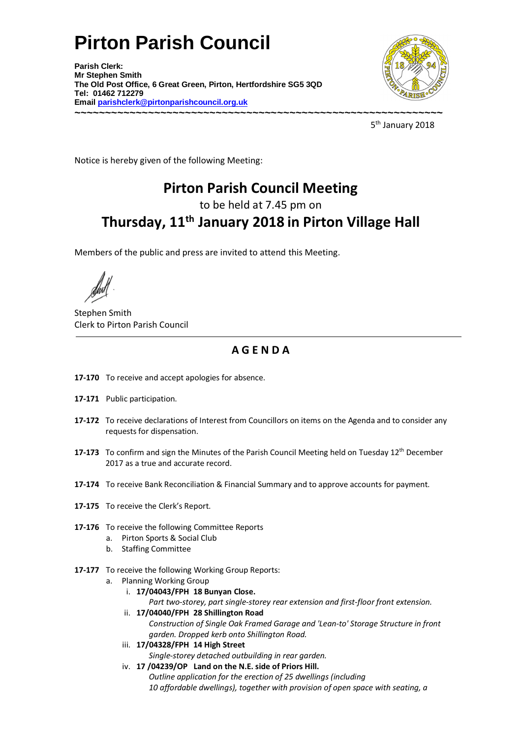# Pirton Parish Council

**Parish Clerk:**
**Mr Stephen Smith**
**The Old Post Office, 6 Great Green, Pirton, Hertfordshire SG5 3QD**
**Tel: 01462 712279**
**Email [parishclerk@pirtonparishcouncil.org.uk](mailto:parishclerk@pirtonparishcouncil.org.uk)**

~~~~~~~~~~~~~~~~~~~~~~~~~~~~~~~~~~~~~~~~~~~~~~~~~~~~~~~~~~~~~~~~~~~~

5th January 2018

Notice is hereby given of the following Meeting:

## Pirton Parish Council Meeting

to be held at 7.45 pm on

## Thursday, 11th January 2018 in Pirton Village Hall

Members of the public and press are invited to attend this Meeting.

Stephen Smith
Clerk to Pirton Parish Council

---

## A G E N D A

**17-170** To receive and accept apologies for absence.

**17-171** Public participation.

**17-172** To receive declarations of Interest from Councillors on items on the Agenda and to consider any requests for dispensation.

**17-173** To confirm and sign the Minutes of the Parish Council Meeting held on Tuesday 12th December 2017 as a true and accurate record.

**17-174** To receive Bank Reconciliation & Financial Summary and to approve accounts for payment.

**17-175** To receive the Clerk's Report.

**17-176** To receive the following Committee Reports

a. Pirton Sports & Social Club
b. Staffing Committee

**17-177** To receive the following Working Group Reports:

a. Planning Working Group

i. **17/04043/FPH 18 Bunyan Close.**
*Part two-storey, part single-storey rear extension and first-floor front extension.*

ii. **17/04040/FPH 28 Shillington Road**
*Construction of Single Oak Framed Garage and 'Lean-to' Storage Structure in front garden. Dropped kerb onto Shillington Road.*

iii. **17/04328/FPH 14 High Street**
*Single-storey detached outbuilding in rear garden.*

iv. **17 /04239/OP Land on the N.E. side of Priors Hill.**
*Outline application for the erection of 25 dwellings (including 10 affordable dwellings), together with provision of open space with seating, a*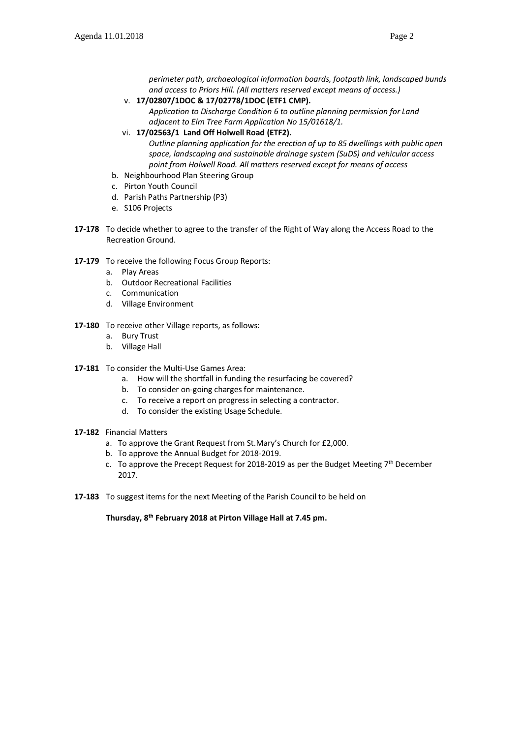*perimeter path, archaeological information boards, footpath link, landscaped bunds and access to Priors Hill. (All matters reserved except means of access.)*

v. **17/02807/1DOC & 17/02778/1DOC (ETF1 CMP).**
   *Application to Discharge Condition 6 to outline planning permission for Land adjacent to Elm Tree Farm Application No 15/01618/1.*

vi. **17/02563/1 Land Off Holwell Road (ETF2).**
   *Outline planning application for the erection of up to 85 dwellings with public open space, landscaping and sustainable drainage system (SuDS) and vehicular access point from Holwell Road. All matters reserved except for means of access*

b. Neighbourhood Plan Steering Group
c. Pirton Youth Council
d. Parish Paths Partnership (P3)
e. S106 Projects

**17-178** To decide whether to agree to the transfer of the Right of Way along the Access Road to the Recreation Ground.

**17-179** To receive the following Focus Group Reports:

a. Play Areas
b. Outdoor Recreational Facilities
c. Communication
d. Village Environment

**17-180** To receive other Village reports, as follows:

a. Bury Trust
b. Village Hall

**17-181** To consider the Multi-Use Games Area:

a. How will the shortfall in funding the resurfacing be covered?
b. To consider on-going charges for maintenance.
c. To receive a report on progress in selecting a contractor.
d. To consider the existing Usage Schedule.

**17-182** Financial Matters

a. To approve the Grant Request from St.Mary's Church for £2,000.
b. To approve the Annual Budget for 2018-2019.
c. To approve the Precept Request for 2018-2019 as per the Budget Meeting 7th December 2017.

**17-183** To suggest items for the next Meeting of the Parish Council to be held on

**Thursday, 8th February 2018 at Pirton Village Hall at 7.45 pm.**